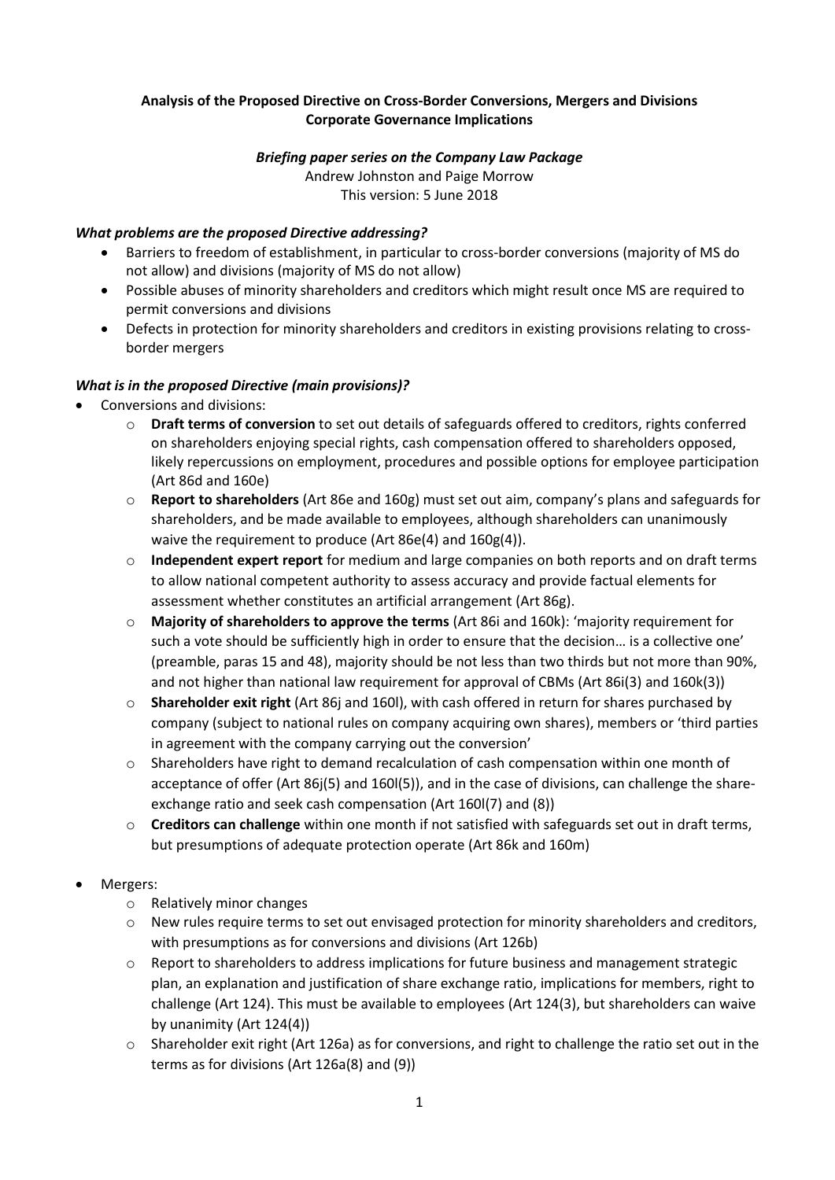**Analysis of the Proposed Directive on Cross-Border Conversions, Mergers and Divisions**
**Corporate Governance Implications**

***Briefing paper series on the Company Law Package***

Andrew Johnston and Paige Morrow
This version: 5 June 2018

***What problems are the proposed Directive addressing?***

- Barriers to freedom of establishment, in particular to cross-border conversions (majority of MS do not allow) and divisions (majority of MS do not allow)
- Possible abuses of minority shareholders and creditors which might result once MS are required to permit conversions and divisions
- Defects in protection for minority shareholders and creditors in existing provisions relating to cross-border mergers

***What is in the proposed Directive (main provisions)?***

- Conversions and divisions:
  - **Draft terms of conversion** to set out details of safeguards offered to creditors, rights conferred on shareholders enjoying special rights, cash compensation offered to shareholders opposed, likely repercussions on employment, procedures and possible options for employee participation (Art 86d and 160e)
  - **Report to shareholders** (Art 86e and 160g) must set out aim, company's plans and safeguards for shareholders, and be made available to employees, although shareholders can unanimously waive the requirement to produce (Art 86e(4) and 160g(4)).
  - **Independent expert report** for medium and large companies on both reports and on draft terms to allow national competent authority to assess accuracy and provide factual elements for assessment whether constitutes an artificial arrangement (Art 86g).
  - **Majority of shareholders to approve the terms** (Art 86i and 160k): 'majority requirement for such a vote should be sufficiently high in order to ensure that the decision… is a collective one' (preamble, paras 15 and 48), majority should be not less than two thirds but not more than 90%, and not higher than national law requirement for approval of CBMs (Art 86i(3) and 160k(3))
  - **Shareholder exit right** (Art 86j and 160l), with cash offered in return for shares purchased by company (subject to national rules on company acquiring own shares), members or 'third parties in agreement with the company carrying out the conversion'
  - Shareholders have right to demand recalculation of cash compensation within one month of acceptance of offer (Art 86j(5) and 160l(5)), and in the case of divisions, can challenge the share-exchange ratio and seek cash compensation (Art 160l(7) and (8))
  - **Creditors can challenge** within one month if not satisfied with safeguards set out in draft terms, but presumptions of adequate protection operate (Art 86k and 160m)

- Mergers:
  - Relatively minor changes
  - New rules require terms to set out envisaged protection for minority shareholders and creditors, with presumptions as for conversions and divisions (Art 126b)
  - Report to shareholders to address implications for future business and management strategic plan, an explanation and justification of share exchange ratio, implications for members, right to challenge (Art 124). This must be available to employees (Art 124(3), but shareholders can waive by unanimity (Art 124(4))
  - Shareholder exit right (Art 126a) as for conversions, and right to challenge the ratio set out in the terms as for divisions (Art 126a(8) and (9))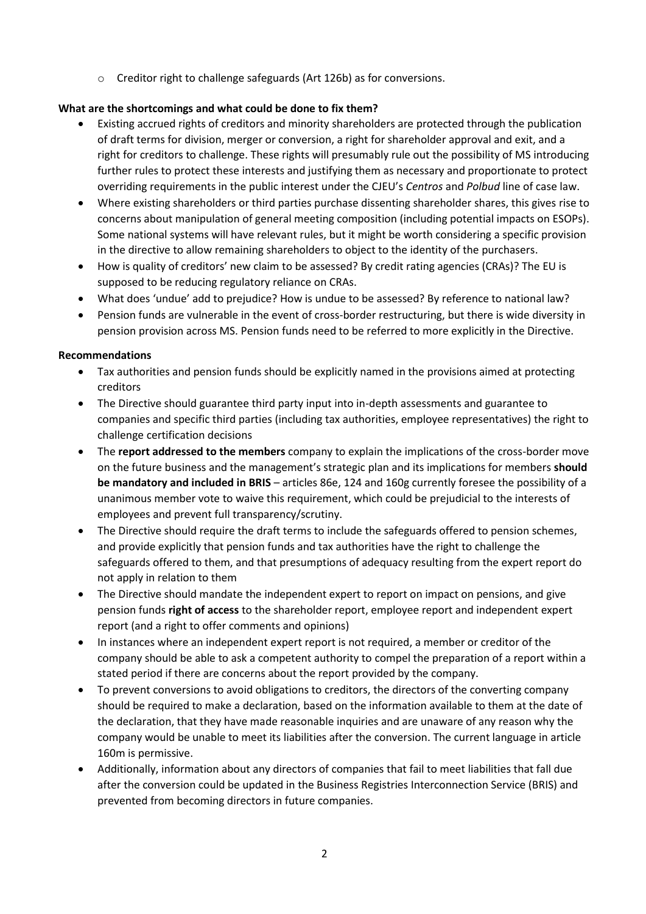- Creditor right to challenge safeguards (Art 126b) as for conversions.

**What are the shortcomings and what could be done to fix them?**

- Existing accrued rights of creditors and minority shareholders are protected through the publication of draft terms for division, merger or conversion, a right for shareholder approval and exit, and a right for creditors to challenge. These rights will presumably rule out the possibility of MS introducing further rules to protect these interests and justifying them as necessary and proportionate to protect overriding requirements in the public interest under the CJEU's *Centros* and *Polbud* line of case law.
- Where existing shareholders or third parties purchase dissenting shareholder shares, this gives rise to concerns about manipulation of general meeting composition (including potential impacts on ESOPs). Some national systems will have relevant rules, but it might be worth considering a specific provision in the directive to allow remaining shareholders to object to the identity of the purchasers.
- How is quality of creditors' new claim to be assessed? By credit rating agencies (CRAs)? The EU is supposed to be reducing regulatory reliance on CRAs.
- What does 'undue' add to prejudice? How is undue to be assessed? By reference to national law?
- Pension funds are vulnerable in the event of cross-border restructuring, but there is wide diversity in pension provision across MS. Pension funds need to be referred to more explicitly in the Directive.

**Recommendations**

- Tax authorities and pension funds should be explicitly named in the provisions aimed at protecting creditors
- The Directive should guarantee third party input into in-depth assessments and guarantee to companies and specific third parties (including tax authorities, employee representatives) the right to challenge certification decisions
- The **report addressed to the members** company to explain the implications of the cross-border move on the future business and the management's strategic plan and its implications for members **should be mandatory and included in BRIS** – articles 86e, 124 and 160g currently foresee the possibility of a unanimous member vote to waive this requirement, which could be prejudicial to the interests of employees and prevent full transparency/scrutiny.
- The Directive should require the draft terms to include the safeguards offered to pension schemes, and provide explicitly that pension funds and tax authorities have the right to challenge the safeguards offered to them, and that presumptions of adequacy resulting from the expert report do not apply in relation to them
- The Directive should mandate the independent expert to report on impact on pensions, and give pension funds **right of access** to the shareholder report, employee report and independent expert report (and a right to offer comments and opinions)
- In instances where an independent expert report is not required, a member or creditor of the company should be able to ask a competent authority to compel the preparation of a report within a stated period if there are concerns about the report provided by the company.
- To prevent conversions to avoid obligations to creditors, the directors of the converting company should be required to make a declaration, based on the information available to them at the date of the declaration, that they have made reasonable inquiries and are unaware of any reason why the company would be unable to meet its liabilities after the conversion. The current language in article 160m is permissive.
- Additionally, information about any directors of companies that fail to meet liabilities that fall due after the conversion could be updated in the Business Registries Interconnection Service (BRIS) and prevented from becoming directors in future companies.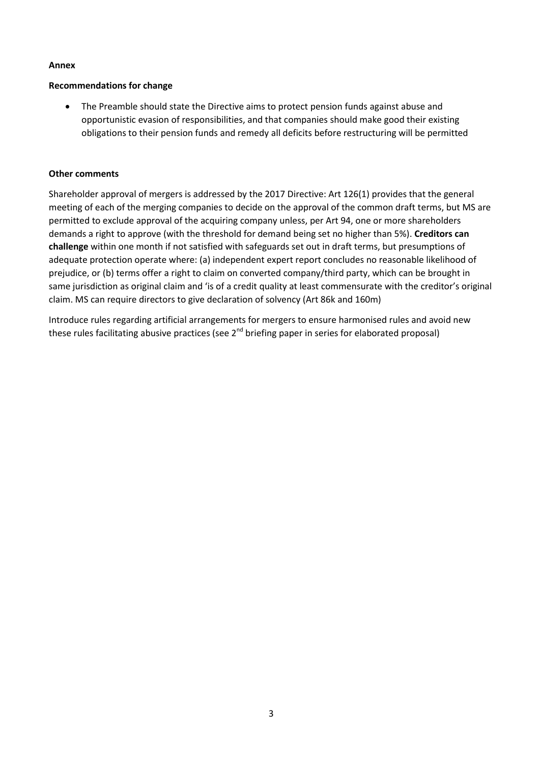**Annex**

**Recommendations for change**

- The Preamble should state the Directive aims to protect pension funds against abuse and opportunistic evasion of responsibilities, and that companies should make good their existing obligations to their pension funds and remedy all deficits before restructuring will be permitted

**Other comments**

Shareholder approval of mergers is addressed by the 2017 Directive: Art 126(1) provides that the general meeting of each of the merging companies to decide on the approval of the common draft terms, but MS are permitted to exclude approval of the acquiring company unless, per Art 94, one or more shareholders demands a right to approve (with the threshold for demand being set no higher than 5%). **Creditors can challenge** within one month if not satisfied with safeguards set out in draft terms, but presumptions of adequate protection operate where: (a) independent expert report concludes no reasonable likelihood of prejudice, or (b) terms offer a right to claim on converted company/third party, which can be brought in same jurisdiction as original claim and 'is of a credit quality at least commensurate with the creditor's original claim. MS can require directors to give declaration of solvency (Art 86k and 160m)

Introduce rules regarding artificial arrangements for mergers to ensure harmonised rules and avoid new these rules facilitating abusive practices (see 2nd briefing paper in series for elaborated proposal)